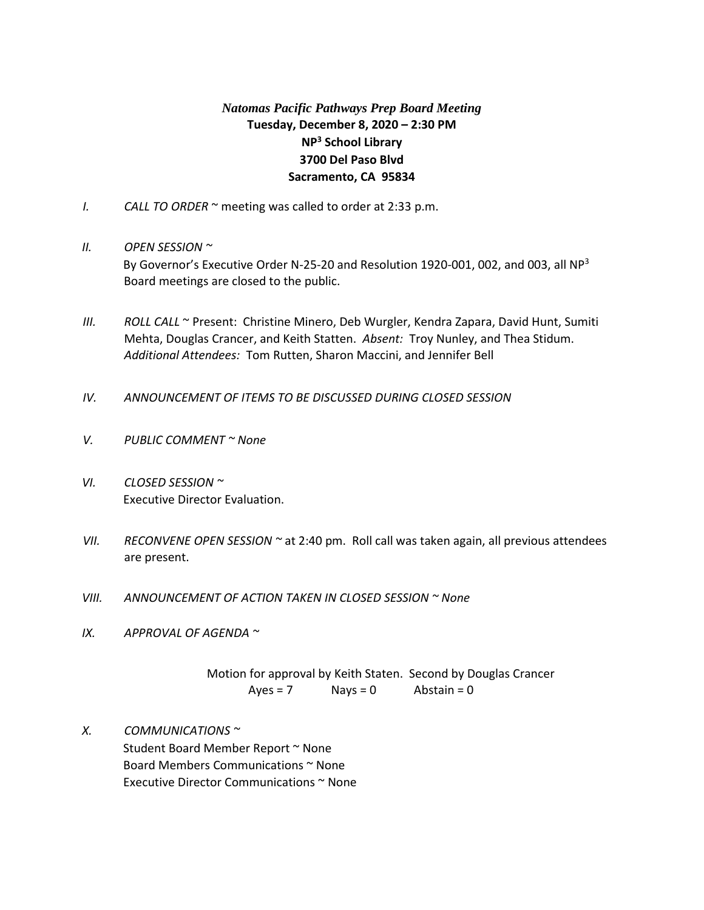***Natomas Pacific Pathways Prep Board Meeting***

**Tuesday, December 8, 2020 – 2:30 PM**

**NP$^3$ School Library**

**3700 Del Paso Blvd**

**Sacramento, CA 95834**

*I.* *CALL TO ORDER* ~ meeting was called to order at 2:33 p.m.

*II.* *OPEN SESSION* ~
By Governor's Executive Order N-25-20 and Resolution 1920-001, 002, and 003, all NP$^3$ Board meetings are closed to the public.

*III.* *ROLL CALL* ~ Present: Christine Minero, Deb Wurgler, Kendra Zapara, David Hunt, Sumiti Mehta, Douglas Crancer, and Keith Statten. *Absent:* Troy Nunley, and Thea Stidum. *Additional Attendees:* Tom Rutten, Sharon Maccini, and Jennifer Bell

*IV.* *ANNOUNCEMENT OF ITEMS TO BE DISCUSSED DURING CLOSED SESSION*

*V.* *PUBLIC COMMENT ~ None*

*VI.* *CLOSED SESSION* ~
Executive Director Evaluation.

*VII.* *RECONVENE OPEN SESSION* ~ at 2:40 pm. Roll call was taken again, all previous attendees are present.

*VIII.* *ANNOUNCEMENT OF ACTION TAKEN IN CLOSED SESSION ~ None*

*IX.* *APPROVAL OF AGENDA* ~

Motion for approval by Keith Staten. Second by Douglas Crancer
Ayes = 7 Nays = 0 Abstain = 0

*X.* *COMMUNICATIONS* ~
Student Board Member Report ~ None
Board Members Communications ~ None
Executive Director Communications ~ None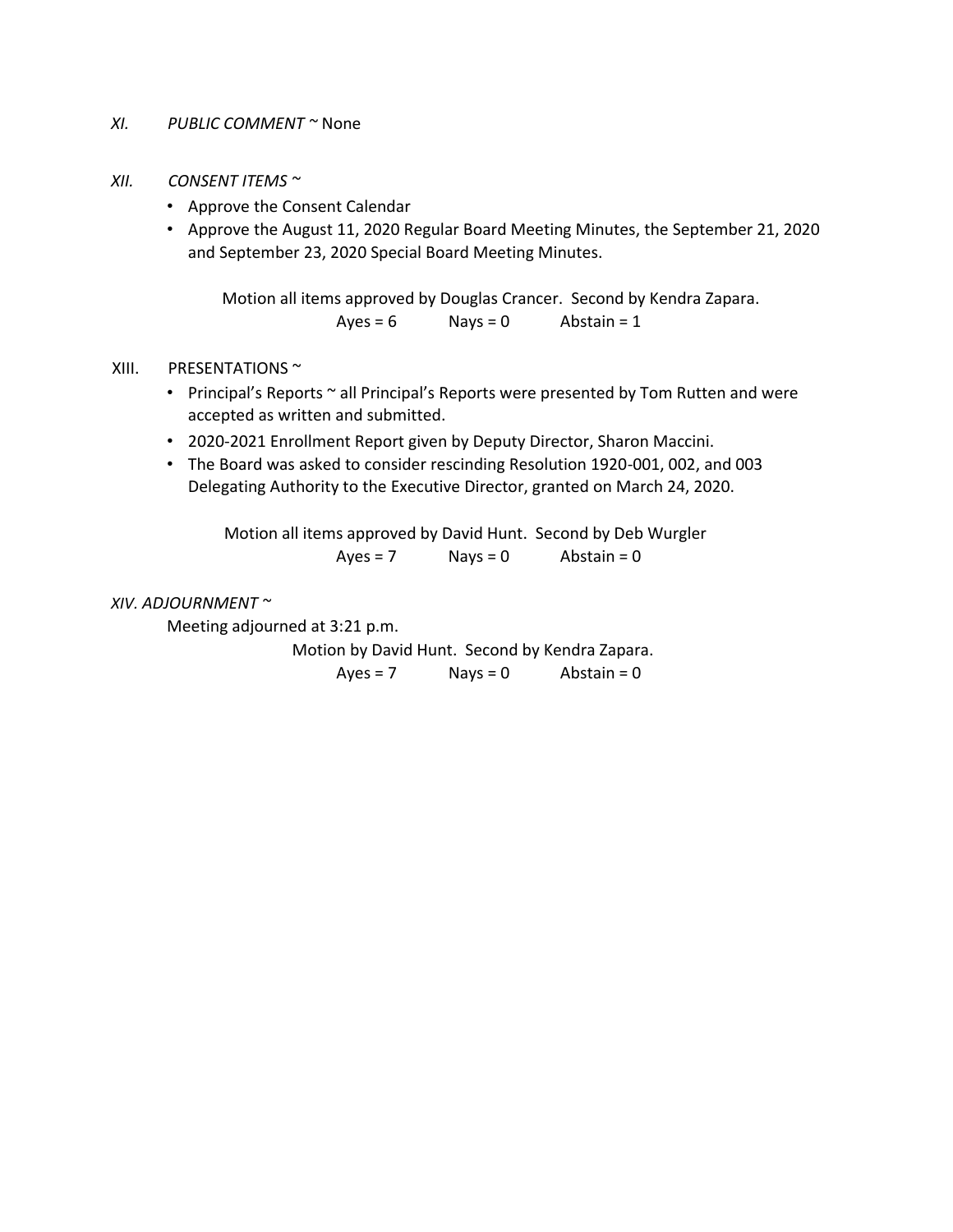*XI. PUBLIC COMMENT ~* None

*XII. CONSENT ITEMS ~*

- Approve the Consent Calendar
- Approve the August 11, 2020 Regular Board Meeting Minutes, the September 21, 2020 and September 23, 2020 Special Board Meeting Minutes.

Motion all items approved by Douglas Crancer. Second by Kendra Zapara.

Ayes = 6 Nays = 0 Abstain = 1

XIII. PRESENTATIONS ~

- Principal's Reports ~ all Principal's Reports were presented by Tom Rutten and were accepted as written and submitted.
- 2020-2021 Enrollment Report given by Deputy Director, Sharon Maccini.
- The Board was asked to consider rescinding Resolution 1920-001, 002, and 003 Delegating Authority to the Executive Director, granted on March 24, 2020.

Motion all items approved by David Hunt. Second by Deb Wurgler

Ayes = 7 Nays = 0 Abstain = 0

*XIV. ADJOURNMENT ~*

Meeting adjourned at 3:21 p.m.

Motion by David Hunt. Second by Kendra Zapara.

Ayes = 7 Nays = 0 Abstain = 0